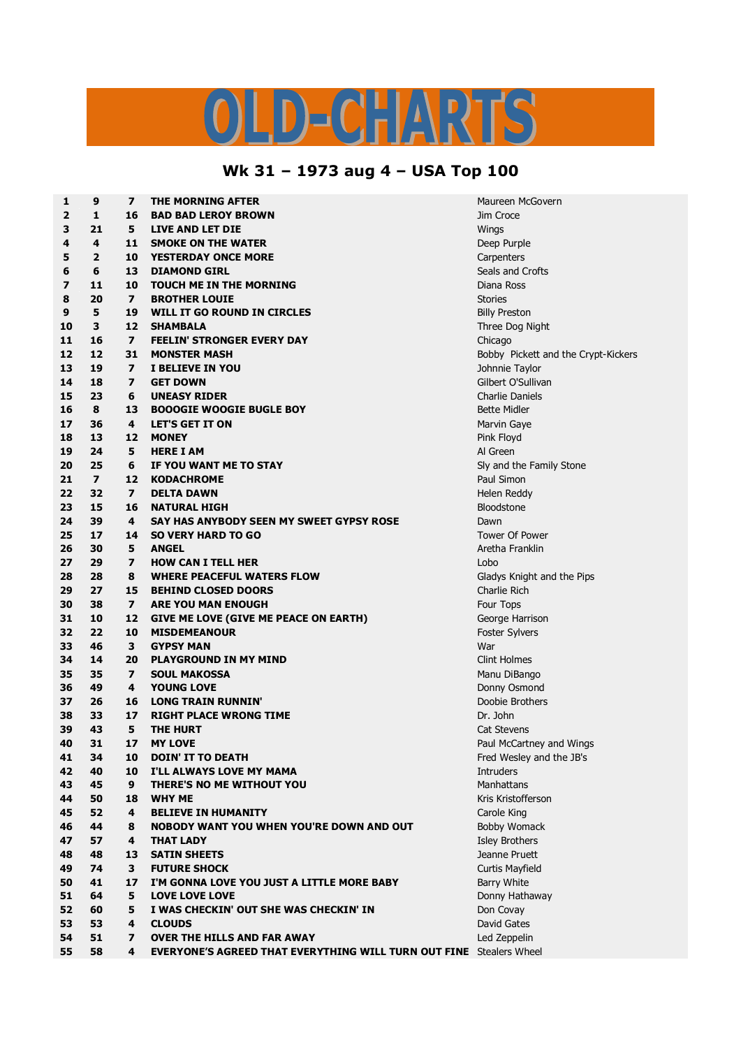# OLD-CHARTS

## Wk 31 – 1973 aug 4 – USA Top 100

| | | | | |
|---|---|---|---|---|
| 1 | 9 | 7 | THE MORNING AFTER | Maureen McGovern |
| 2 | 1 | 16 | BAD BAD LEROY BROWN | Jim Croce |
| 3 | 21 | 5 | LIVE AND LET DIE | Wings |
| 4 | 4 | 11 | SMOKE ON THE WATER | Deep Purple |
| 5 | 2 | 10 | YESTERDAY ONCE MORE | Carpenters |
| 6 | 6 | 13 | DIAMOND GIRL | Seals and Crofts |
| 7 | 11 | 10 | TOUCH ME IN THE MORNING | Diana Ross |
| 8 | 20 | 7 | BROTHER LOUIE | Stories |
| 9 | 5 | 19 | WILL IT GO ROUND IN CIRCLES | Billy Preston |
| 10 | 3 | 12 | SHAMBALA | Three Dog Night |
| 11 | 16 | 7 | FEELIN' STRONGER EVERY DAY | Chicago |
| 12 | 12 | 31 | MONSTER MASH | Bobby Pickett and the Crypt-Kickers |
| 13 | 19 | 7 | I BELIEVE IN YOU | Johnnie Taylor |
| 14 | 18 | 7 | GET DOWN | Gilbert O'Sullivan |
| 15 | 23 | 6 | UNEASY RIDER | Charlie Daniels |
| 16 | 8 | 13 | BOOOGIE WOOGIE BUGLE BOY | Bette Midler |
| 17 | 36 | 4 | LET'S GET IT ON | Marvin Gaye |
| 18 | 13 | 12 | MONEY | Pink Floyd |
| 19 | 24 | 5 | HERE I AM | Al Green |
| 20 | 25 | 6 | IF YOU WANT ME TO STAY | Sly and the Family Stone |
| 21 | 7 | 12 | KODACHROME | Paul Simon |
| 22 | 32 | 7 | DELTA DAWN | Helen Reddy |
| 23 | 15 | 16 | NATURAL HIGH | Bloodstone |
| 24 | 39 | 4 | SAY HAS ANYBODY SEEN MY SWEET GYPSY ROSE | Dawn |
| 25 | 17 | 14 | SO VERY HARD TO GO | Tower Of Power |
| 26 | 30 | 5 | ANGEL | Aretha Franklin |
| 27 | 29 | 7 | HOW CAN I TELL HER | Lobo |
| 28 | 28 | 8 | WHERE PEACEFUL WATERS FLOW | Gladys Knight and the Pips |
| 29 | 27 | 15 | BEHIND CLOSED DOORS | Charlie Rich |
| 30 | 38 | 7 | ARE YOU MAN ENOUGH | Four Tops |
| 31 | 10 | 12 | GIVE ME LOVE (GIVE ME PEACE ON EARTH) | George Harrison |
| 32 | 22 | 10 | MISDEMEANOUR | Foster Sylvers |
| 33 | 46 | 3 | GYPSY MAN | War |
| 34 | 14 | 20 | PLAYGROUND IN MY MIND | Clint Holmes |
| 35 | 35 | 7 | SOUL MAKOSSA | Manu DiBango |
| 36 | 49 | 4 | YOUNG LOVE | Donny Osmond |
| 37 | 26 | 16 | LONG TRAIN RUNNIN' | Doobie Brothers |
| 38 | 33 | 17 | RIGHT PLACE WRONG TIME | Dr. John |
| 39 | 43 | 5 | THE HURT | Cat Stevens |
| 40 | 31 | 17 | MY LOVE | Paul McCartney and Wings |
| 41 | 34 | 10 | DOIN' IT TO DEATH | Fred Wesley and the JB's |
| 42 | 40 | 10 | I'LL ALWAYS LOVE MY MAMA | Intruders |
| 43 | 45 | 9 | THERE'S NO ME WITHOUT YOU | Manhattans |
| 44 | 50 | 18 | WHY ME | Kris Kristofferson |
| 45 | 52 | 4 | BELIEVE IN HUMANITY | Carole King |
| 46 | 44 | 8 | NOBODY WANT YOU WHEN YOU'RE DOWN AND OUT | Bobby Womack |
| 47 | 57 | 4 | THAT LADY | Isley Brothers |
| 48 | 48 | 13 | SATIN SHEETS | Jeanne Pruett |
| 49 | 74 | 3 | FUTURE SHOCK | Curtis Mayfield |
| 50 | 41 | 17 | I'M GONNA LOVE YOU JUST A LITTLE MORE BABY | Barry White |
| 51 | 64 | 5 | LOVE LOVE LOVE | Donny Hathaway |
| 52 | 60 | 5 | I WAS CHECKIN' OUT SHE WAS CHECKIN' IN | Don Covay |
| 53 | 53 | 4 | CLOUDS | David Gates |
| 54 | 51 | 7 | OVER THE HILLS AND FAR AWAY | Led Zeppelin |
| 55 | 58 | 4 | EVERYONE'S AGREED THAT EVERYTHING WILL TURN OUT FINE | Stealers Wheel |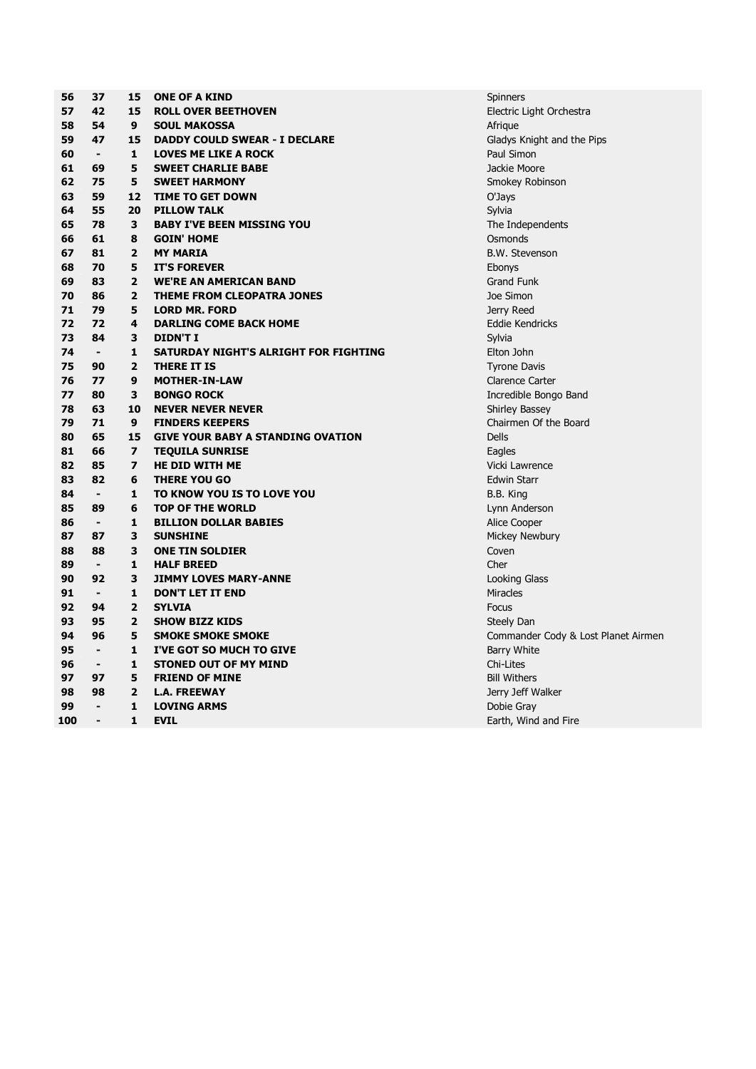| | | | | |
|---|---|---|---|---|
| 56 | 37 | 15 | **ONE OF A KIND** | Spinners |
| 57 | 42 | 15 | **ROLL OVER BEETHOVEN** | Electric Light Orchestra |
| 58 | 54 | 9 | **SOUL MAKOSSA** | Afrique |
| 59 | 47 | 15 | **DADDY COULD SWEAR - I DECLARE** | Gladys Knight and the Pips |
| 60 | - | 1 | **LOVES ME LIKE A ROCK** | Paul Simon |
| 61 | 69 | 5 | **SWEET CHARLIE BABE** | Jackie Moore |
| 62 | 75 | 5 | **SWEET HARMONY** | Smokey Robinson |
| 63 | 59 | 12 | **TIME TO GET DOWN** | O'Jays |
| 64 | 55 | 20 | **PILLOW TALK** | Sylvia |
| 65 | 78 | 3 | **BABY I'VE BEEN MISSING YOU** | The Independents |
| 66 | 61 | 8 | **GOIN' HOME** | Osmonds |
| 67 | 81 | 2 | **MY MARIA** | B.W. Stevenson |
| 68 | 70 | 5 | **IT'S FOREVER** | Ebonys |
| 69 | 83 | 2 | **WE'RE AN AMERICAN BAND** | Grand Funk |
| 70 | 86 | 2 | **THEME FROM CLEOPATRA JONES** | Joe Simon |
| 71 | 79 | 5 | **LORD MR. FORD** | Jerry Reed |
| 72 | 72 | 4 | **DARLING COME BACK HOME** | Eddie Kendricks |
| 73 | 84 | 3 | **DIDN'T I** | Sylvia |
| 74 | - | 1 | **SATURDAY NIGHT'S ALRIGHT FOR FIGHTING** | Elton John |
| 75 | 90 | 2 | **THERE IT IS** | Tyrone Davis |
| 76 | 77 | 9 | **MOTHER-IN-LAW** | Clarence Carter |
| 77 | 80 | 3 | **BONGO ROCK** | Incredible Bongo Band |
| 78 | 63 | 10 | **NEVER NEVER NEVER** | Shirley Bassey |
| 79 | 71 | 9 | **FINDERS KEEPERS** | Chairmen Of the Board |
| 80 | 65 | 15 | **GIVE YOUR BABY A STANDING OVATION** | Dells |
| 81 | 66 | 7 | **TEQUILA SUNRISE** | Eagles |
| 82 | 85 | 7 | **HE DID WITH ME** | Vicki Lawrence |
| 83 | 82 | 6 | **THERE YOU GO** | Edwin Starr |
| 84 | - | 1 | **TO KNOW YOU IS TO LOVE YOU** | B.B. King |
| 85 | 89 | 6 | **TOP OF THE WORLD** | Lynn Anderson |
| 86 | - | 1 | **BILLION DOLLAR BABIES** | Alice Cooper |
| 87 | 87 | 3 | **SUNSHINE** | Mickey Newbury |
| 88 | 88 | 3 | **ONE TIN SOLDIER** | Coven |
| 89 | - | 1 | **HALF BREED** | Cher |
| 90 | 92 | 3 | **JIMMY LOVES MARY-ANNE** | Looking Glass |
| 91 | - | 1 | **DON'T LET IT END** | Miracles |
| 92 | 94 | 2 | **SYLVIA** | Focus |
| 93 | 95 | 2 | **SHOW BIZZ KIDS** | Steely Dan |
| 94 | 96 | 5 | **SMOKE SMOKE SMOKE** | Commander Cody & Lost Planet Airmen |
| 95 | - | 1 | **I'VE GOT SO MUCH TO GIVE** | Barry White |
| 96 | - | 1 | **STONED OUT OF MY MIND** | Chi-Lites |
| 97 | 97 | 5 | **FRIEND OF MINE** | Bill Withers |
| 98 | 98 | 2 | **L.A. FREEWAY** | Jerry Jeff Walker |
| 99 | - | 1 | **LOVING ARMS** | Dobie Gray |
| 100 | - | 1 | **EVIL** | Earth, Wind and Fire |